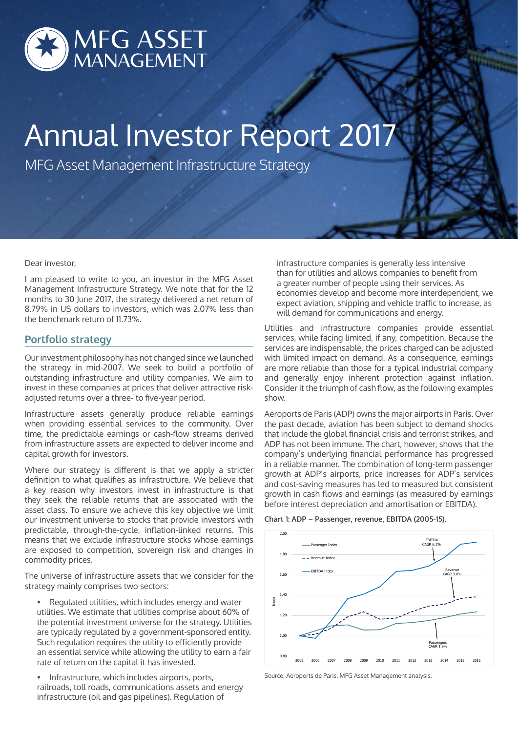# Annual Investor Report 2017

MFG Asset Management Infrastructure Strategy

Dear investor,

I am pleased to write to you, an investor in the MFG Asset Management Infrastructure Strategy. We note that for the 12 months to 30 June 2017, the strategy delivered a net return of 8.79% in US dollars to investors, which was 2.07% less than the benchmark return of 11.73%.

## Portfolio strategy

Our investment philosophy has not changed since we launched the strategy in mid-2007. We seek to build a portfolio of outstanding infrastructure and utility companies. We aim to invest in these companies at prices that deliver attractive risk-adjusted returns over a three- to five-year period.

Infrastructure assets generally produce reliable earnings when providing essential services to the community. Over time, the predictable earnings or cash-flow streams derived from infrastructure assets are expected to deliver income and capital growth for investors.

Where our strategy is different is that we apply a stricter definition to what qualifies as infrastructure. We believe that a key reason why investors invest in infrastructure is that they seek the reliable returns that are associated with the asset class. To ensure we achieve this key objective we limit our investment universe to stocks that provide investors with predictable, through-the-cycle, inflation-linked returns. This means that we exclude infrastructure stocks whose earnings are exposed to competition, sovereign risk and changes in commodity prices.

The universe of infrastructure assets that we consider for the strategy mainly comprises two sectors:

- Regulated utilities, which includes energy and water utilities. We estimate that utilities comprise about 60% of the potential investment universe for the strategy. Utilities are typically regulated by a government-sponsored entity. Such regulation requires the utility to efficiently provide an essential service while allowing the utility to earn a fair rate of return on the capital it has invested.
- Infrastructure, which includes airports, ports, railroads, toll roads, communications assets and energy infrastructure (oil and gas pipelines). Regulation of infrastructure companies is generally less intensive than for utilities and allows companies to benefit from a greater number of people using their services. As economies develop and become more interdependent, we expect aviation, shipping and vehicle traffic to increase, as will demand for communications and energy.

Utilities and infrastructure companies provide essential services, while facing limited, if any, competition. Because the services are indispensable, the prices charged can be adjusted with limited impact on demand. As a consequence, earnings are more reliable than those for a typical industrial company and generally enjoy inherent protection against inflation. Consider it the triumph of cash flow, as the following examples show.

Aeroports de Paris (ADP) owns the major airports in Paris. Over the past decade, aviation has been subject to demand shocks that include the global financial crisis and terrorist strikes, and ADP has not been immune. The chart, however, shows that the company's underlying financial performance has progressed in a reliable manner. The combination of long-term passenger growth at ADP's airports, price increases for ADP's services and cost-saving measures has led to measured but consistent growth in cash flows and earnings (as measured by earnings before interest depreciation and amortisation or EBITDA).

**Chart 1: ADP – Passenger, revenue, EBITDA (2005-15).**

Legend: Passenger Index; Revenue Index; EBITDA Index. Annotations: EBITDA CAGR 6.1%; Revenue CAGR 3.0%; Passengers CAGR 1.9%. Y-axis: Index (0.80–2.00). X-axis: 2005–2016.

Source: Aeroports de Paris, MFG Asset Management analysis.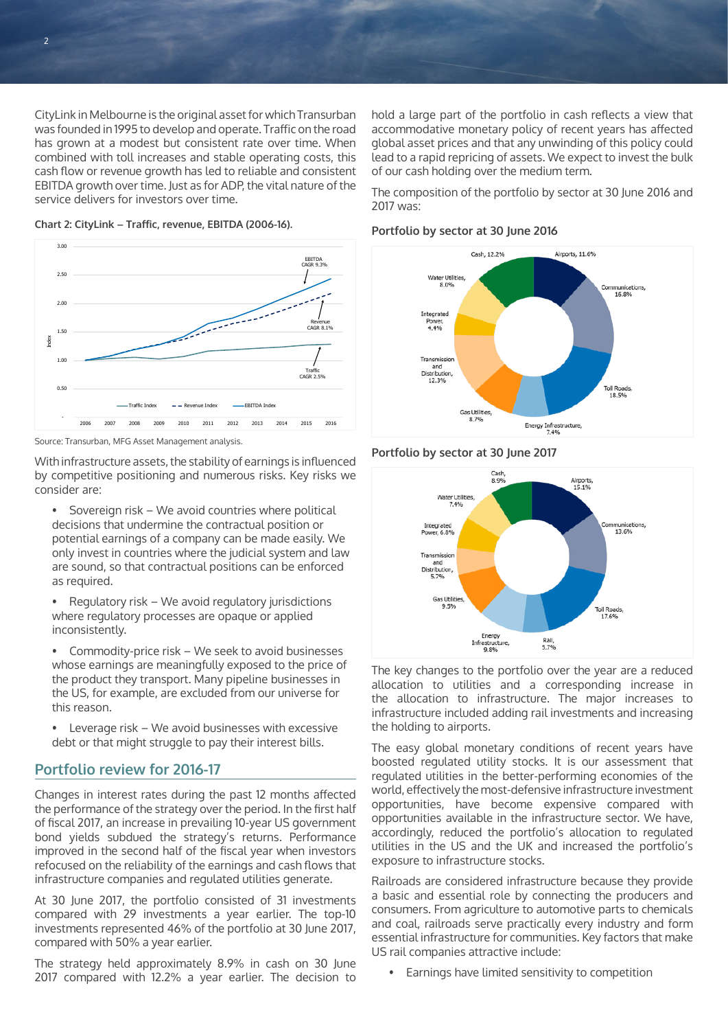CityLink in Melbourne is the original asset for which Transurban was founded in 1995 to develop and operate. Traffic on the road has grown at a modest but consistent rate over time. When combined with toll increases and stable operating costs, this cash flow or revenue growth has led to reliable and consistent EBITDA growth over time. Just as for ADP, the vital nature of the service delivers for investors over time.

**Chart 2: CityLink – Traffic, revenue, EBITDA (2006-16).**

Source: Transurban, MFG Asset Management analysis.

With infrastructure assets, the stability of earnings is influenced by competitive positioning and numerous risks. Key risks we consider are:

- Sovereign risk – We avoid countries where political decisions that undermine the contractual position or potential earnings of a company can be made easily. We only invest in countries where the judicial system and law are sound, so that contractual positions can be enforced as required.
- Regulatory risk – We avoid regulatory jurisdictions where regulatory processes are opaque or applied inconsistently.
- Commodity-price risk – We seek to avoid businesses whose earnings are meaningfully exposed to the price of the product they transport. Many pipeline businesses in the US, for example, are excluded from our universe for this reason.
- Leverage risk – We avoid businesses with excessive debt or that might struggle to pay their interest bills.

## Portfolio review for 2016-17

Changes in interest rates during the past 12 months affected the performance of the strategy over the period. In the first half of fiscal 2017, an increase in prevailing 10-year US government bond yields subdued the strategy's returns. Performance improved in the second half of the fiscal year when investors refocused on the reliability of the earnings and cash flows that infrastructure companies and regulated utilities generate.

At 30 June 2017, the portfolio consisted of 31 investments compared with 29 investments a year earlier. The top-10 investments represented 46% of the portfolio at 30 June 2017, compared with 50% a year earlier.

The strategy held approximately 8.9% in cash on 30 June 2017 compared with 12.2% a year earlier. The decision to hold a large part of the portfolio in cash reflects a view that accommodative monetary policy of recent years has affected global asset prices and that any unwinding of this policy could lead to a rapid repricing of assets. We expect to invest the bulk of our cash holding over the medium term.

The composition of the portfolio by sector at 30 June 2016 and 2017 was:

**Portfolio by sector at 30 June 2016**

| Sector | Weight |
|---|---|
| Cash | 12.2% |
| Airports | 11.6% |
| Communications | 16.8% |
| Toll Roads | 18.5% |
| Energy Infrastructure | 7.4% |
| Gas Utilities | 8.7% |
| Transmission and Distribution | 12.3% |
| Integrated Power | 4.4% |
| Water Utilities | 8.0% |

**Portfolio by sector at 30 June 2017**

| Sector | Weight |
|---|---|
| Cash | 8.9% |
| Airports | 15.1% |
| Communications | 13.6% |
| Toll Roads | 17.6% |
| Rail | 5.7% |
| Energy Infrastructure | 9.8% |
| Gas Utilities | 9.5% |
| Transmission and Distribution | 5.7% |
| Integrated Power | 6.8% |
| Water Utilities | 7.4% |

The key changes to the portfolio over the year are a reduced allocation to utilities and a corresponding increase in the allocation to infrastructure. The major increases to infrastructure included adding rail investments and increasing the holding to airports.

The easy global monetary conditions of recent years have boosted regulated utility stocks. It is our assessment that regulated utilities in the better-performing economies of the world, effectively the most-defensive infrastructure investment opportunities, have become expensive compared with opportunities available in the infrastructure sector. We have, accordingly, reduced the portfolio's allocation to regulated utilities in the US and the UK and increased the portfolio's exposure to infrastructure stocks.

Railroads are considered infrastructure because they provide a basic and essential role by connecting the producers and consumers. From agriculture to automotive parts to chemicals and coal, railroads serve practically every industry and form essential infrastructure for communities. Key factors that make US rail companies attractive include:

- Earnings have limited sensitivity to competition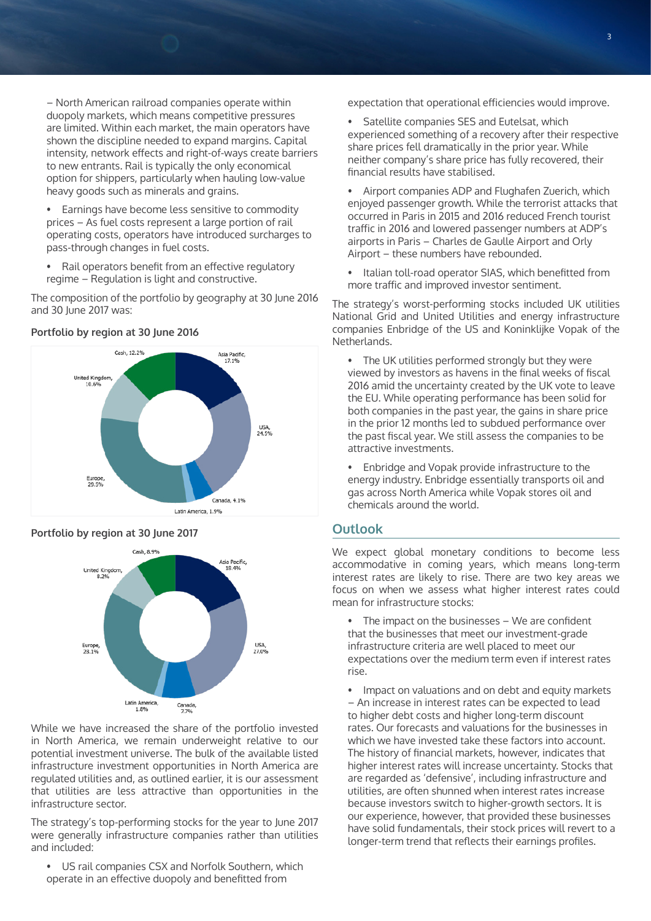– North American railroad companies operate within duopoly markets, which means competitive pressures are limited. Within each market, the main operators have shown the discipline needed to expand margins. Capital intensity, network effects and right-of-ways create barriers to new entrants. Rail is typically the only economical option for shippers, particularly when hauling low-value heavy goods such as minerals and grains.

- Earnings have become less sensitive to commodity prices – As fuel costs represent a large portion of rail operating costs, operators have introduced surcharges to pass-through changes in fuel costs.
- Rail operators benefit from an effective regulatory regime – Regulation is light and constructive.

The composition of the portfolio by geography at 30 June 2016 and 30 June 2017 was:

**Portfolio by region at 30 June 2016**

Cash, 12.2%; Asia Pacific, 17.1%; USA, 24.5%; Canada, 4.1%; Latin America, 1.9%; Europe, 29.5%; United Kingdom, 10.6%

**Portfolio by region at 30 June 2017**

Cash, 8.9%; Asia Pacific, 18.4%; USA, 27.0%; Canada, 7.7%; Latin America, 1.8%; Europe, 28.1%; United Kingdom, 8.2%

While we have increased the share of the portfolio invested in North America, we remain underweight relative to our potential investment universe. The bulk of the available listed infrastructure investment opportunities in North America are regulated utilities and, as outlined earlier, it is our assessment that utilities are less attractive than opportunities in the infrastructure sector.

The strategy's top-performing stocks for the year to June 2017 were generally infrastructure companies rather than utilities and included:

- US rail companies CSX and Norfolk Southern, which operate in an effective duopoly and benefitted from expectation that operational efficiencies would improve.
- Satellite companies SES and Eutelsat, which experienced something of a recovery after their respective share prices fell dramatically in the prior year. While neither company's share price has fully recovered, their financial results have stabilised.
- Airport companies ADP and Flughafen Zuerich, which enjoyed passenger growth. While the terrorist attacks that occurred in Paris in 2015 and 2016 reduced French tourist traffic in 2016 and lowered passenger numbers at ADP's airports in Paris – Charles de Gaulle Airport and Orly Airport – these numbers have rebounded.
- Italian toll-road operator SIAS, which benefitted from more traffic and improved investor sentiment.

The strategy's worst-performing stocks included UK utilities National Grid and United Utilities and energy infrastructure companies Enbridge of the US and Koninklijke Vopak of the Netherlands.

- The UK utilities performed strongly but they were viewed by investors as havens in the final weeks of fiscal 2016 amid the uncertainty created by the UK vote to leave the EU. While operating performance has been solid for both companies in the past year, the gains in share price in the prior 12 months led to subdued performance over the past fiscal year. We still assess the companies to be attractive investments.
- Enbridge and Vopak provide infrastructure to the energy industry. Enbridge essentially transports oil and gas across North America while Vopak stores oil and chemicals around the world.

## Outlook

We expect global monetary conditions to become less accommodative in coming years, which means long-term interest rates are likely to rise. There are two key areas we focus on when we assess what higher interest rates could mean for infrastructure stocks:

- The impact on the businesses – We are confident that the businesses that meet our investment-grade infrastructure criteria are well placed to meet our expectations over the medium term even if interest rates rise.
- Impact on valuations and on debt and equity markets – An increase in interest rates can be expected to lead to higher debt costs and higher long-term discount rates. Our forecasts and valuations for the businesses in which we have invested take these factors into account. The history of financial markets, however, indicates that higher interest rates will increase uncertainty. Stocks that are regarded as 'defensive', including infrastructure and utilities, are often shunned when interest rates increase because investors switch to higher-growth sectors. It is our experience, however, that provided these businesses have solid fundamentals, their stock prices will revert to a longer-term trend that reflects their earnings profiles.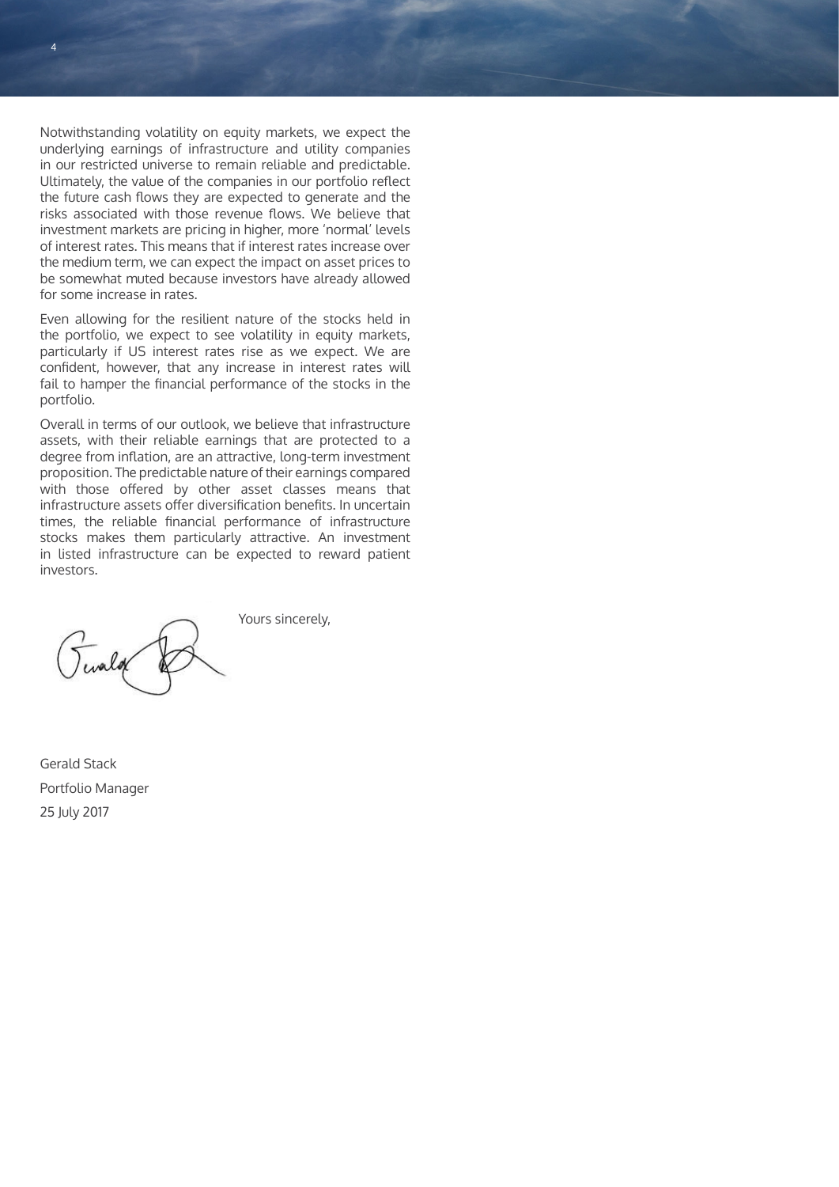Notwithstanding volatility on equity markets, we expect the underlying earnings of infrastructure and utility companies in our restricted universe to remain reliable and predictable. Ultimately, the value of the companies in our portfolio reflect the future cash flows they are expected to generate and the risks associated with those revenue flows. We believe that investment markets are pricing in higher, more 'normal' levels of interest rates. This means that if interest rates increase over the medium term, we can expect the impact on asset prices to be somewhat muted because investors have already allowed for some increase in rates.

Even allowing for the resilient nature of the stocks held in the portfolio, we expect to see volatility in equity markets, particularly if US interest rates rise as we expect. We are confident, however, that any increase in interest rates will fail to hamper the financial performance of the stocks in the portfolio.

Overall in terms of our outlook, we believe that infrastructure assets, with their reliable earnings that are protected to a degree from inflation, are an attractive, long-term investment proposition. The predictable nature of their earnings compared with those offered by other asset classes means that infrastructure assets offer diversification benefits. In uncertain times, the reliable financial performance of infrastructure stocks makes them particularly attractive. An investment in listed infrastructure can be expected to reward patient investors.

Yours sincerely,

Gerald Stack

Portfolio Manager

25 July 2017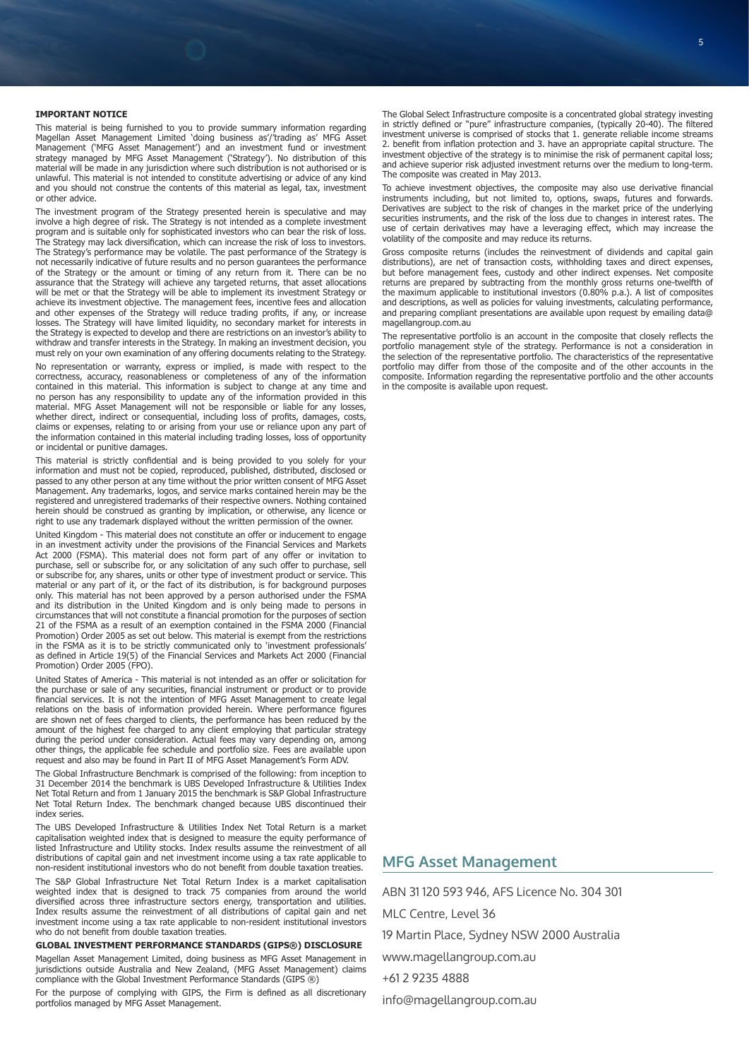**IMPORTANT NOTICE**

This material is being furnished to you to provide summary information regarding Magellan Asset Management Limited 'doing business as'/'trading as' MFG Asset Management ('MFG Asset Management') and an investment fund or investment strategy managed by MFG Asset Management ('Strategy'). No distribution of this material will be made in any jurisdiction where such distribution is not authorised or is unlawful. This material is not intended to constitute advertising or advice of any kind and you should not construe the contents of this material as legal, tax, investment or other advice.

The investment program of the Strategy presented herein is speculative and may involve a high degree of risk. The Strategy is not intended as a complete investment program and is suitable only for sophisticated investors who can bear the risk of loss. The Strategy may lack diversification, which can increase the risk of loss to investors. The Strategy's performance may be volatile. The past performance of the Strategy is not necessarily indicative of future results and no person guarantees the performance of the Strategy or the amount or timing of any return from it. There can be no assurance that the Strategy will achieve any targeted returns, that asset allocations will be met or that the Strategy will be able to implement its investment Strategy or achieve its investment objective. The management fees, incentive fees and allocation and other expenses of the Strategy will reduce trading profits, if any, or increase losses. The Strategy will have limited liquidity, no secondary market for interests in the Strategy is expected to develop and there are restrictions on an investor's ability to withdraw and transfer interests in the Strategy. In making an investment decision, you must rely on your own examination of any offering documents relating to the Strategy.

No representation or warranty, express or implied, is made with respect to the correctness, accuracy, reasonableness or completeness of any of the information contained in this material. This information is subject to change at any time and no person has any responsibility to update any of the information provided in this material. MFG Asset Management will not be responsible or liable for any losses, whether direct, indirect or consequential, including loss of profits, damages, costs, claims or expenses, relating to or arising from your use or reliance upon any part of the information contained in this material including trading losses, loss of opportunity or incidental or punitive damages.

This material is strictly confidential and is being provided to you solely for your information and must not be copied, reproduced, published, distributed, disclosed or passed to any other person at any time without the prior written consent of MFG Asset Management. Any trademarks, logos, and service marks contained herein may be the registered and unregistered trademarks of their respective owners. Nothing contained herein should be construed as granting by implication, or otherwise, any licence or right to use any trademark displayed without the written permission of the owner.

United Kingdom - This material does not constitute an offer or inducement to engage in an investment activity under the provisions of the Financial Services and Markets Act 2000 (FSMA). This material does not form part of any offer or invitation to purchase, sell or subscribe for, or any solicitation of any such offer to purchase, sell or subscribe for, any shares, units or other type of investment product or service. This material or any part of it, or the fact of its distribution, is for background purposes only. This material has not been approved by a person authorised under the FSMA and its distribution in the United Kingdom and is only being made to persons in circumstances that will not constitute a financial promotion for the purposes of section 21 of the FSMA as a result of an exemption contained in the FSMA 2000 (Financial Promotion) Order 2005 as set out below. This material is exempt from the restrictions in the FSMA as it is to be strictly communicated only to 'investment professionals' as defined in Article 19(5) of the Financial Services and Markets Act 2000 (Financial Promotion) Order 2005 (FPO).

United States of America - This material is not intended as an offer or solicitation for the purchase or sale of any securities, financial instrument or product or to provide financial services. It is not the intention of MFG Asset Management to create legal relations on the basis of information provided herein. Where performance figures are shown net of fees charged to clients, the performance has been reduced by the amount of the highest fee charged to any client employing that particular strategy during the period under consideration. Actual fees may vary depending on, among other things, the applicable fee schedule and portfolio size. Fees are available upon request and also may be found in Part II of MFG Asset Management's Form ADV.

The Global Infrastructure Benchmark is comprised of the following: from inception to 31 December 2014 the benchmark is UBS Developed Infrastructure & Utilities Index Net Total Return and from 1 January 2015 the benchmark is S&P Global Infrastructure Net Total Return Index. The benchmark changed because UBS discontinued their index series.

The UBS Developed Infrastructure & Utilities Index Net Total Return is a market capitalisation weighted index that is designed to measure the equity performance of listed Infrastructure and Utility stocks. Index results assume the reinvestment of all distributions of capital gain and net investment income using a tax rate applicable to non-resident institutional investors who do not benefit from double taxation treaties.

The S&P Global Infrastructure Net Total Return Index is a market capitalisation weighted index that is designed to track 75 companies from around the world diversified across three infrastructure sectors energy, transportation and utilities. Index results assume the reinvestment of all distributions of capital gain and net investment income using a tax rate applicable to non-resident institutional investors who do not benefit from double taxation treaties.

**GLOBAL INVESTMENT PERFORMANCE STANDARDS (GIPS®) DISCLOSURE**

Magellan Asset Management Limited, doing business as MFG Asset Management in jurisdictions outside Australia and New Zealand, (MFG Asset Management) claims compliance with the Global Investment Performance Standards (GIPS ®)

For the purpose of complying with GIPS, the Firm is defined as all discretionary portfolios managed by MFG Asset Management.

The Global Select Infrastructure composite is a concentrated global strategy investing in strictly defined or "pure" infrastructure companies, (typically 20-40). The filtered investment universe is comprised of stocks that 1. generate reliable income streams 2. benefit from inflation protection and 3. have an appropriate capital structure. The investment objective of the strategy is to minimise the risk of permanent capital loss; and achieve superior risk adjusted investment returns over the medium to long-term. The composite was created in May 2013.

To achieve investment objectives, the composite may also use derivative financial instruments including, but not limited to, options, swaps, futures and forwards. Derivatives are subject to the risk of changes in the market price of the underlying securities instruments, and the risk of the loss due to changes in interest rates. The use of certain derivatives may have a leveraging effect, which may increase the volatility of the composite and may reduce its returns.

Gross composite returns (includes the reinvestment of dividends and capital gain distributions), are net of transaction costs, withholding taxes and direct expenses, but before management fees, custody and other indirect expenses. Net composite returns are prepared by subtracting from the monthly gross returns one-twelfth of the maximum applicable to institutional investors (0.80% p.a.). A list of composites and descriptions, as well as policies for valuing investments, calculating performance, and preparing compliant presentations are available upon request by emailing data@magellangroup.com.au

The representative portfolio is an account in the composite that closely reflects the portfolio management style of the strategy. Performance is not a consideration in the selection of the representative portfolio. The characteristics of the representative portfolio may differ from those of the composite and of the other accounts in the composite. Information regarding the representative portfolio and the other accounts in the composite is available upon request.

## MFG Asset Management

ABN 31 120 593 946, AFS Licence No. 304 301

MLC Centre, Level 36

19 Martin Place, Sydney NSW 2000 Australia

www.magellangroup.com.au

+61 2 9235 4888

info@magellangroup.com.au